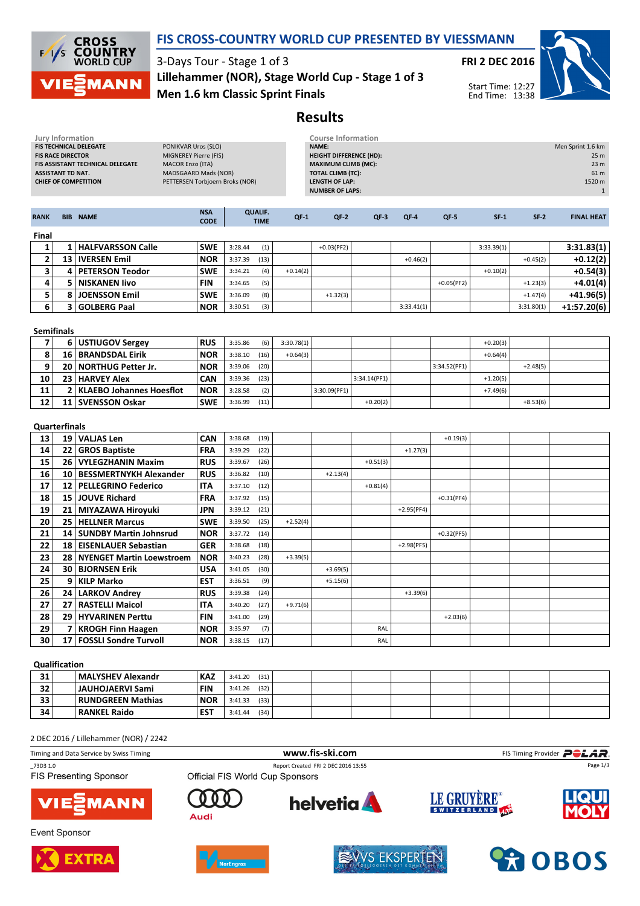# FIS CROSS-COUNTRY WORLD CUP PRESENTED BY VIESSMANN

3-Days Tour - Stage 1 of 3

**FRI 2 DEC 2016**

**Lillehammer (NOR), Stage World Cup - Stage 1 of 3**

**Men 1.6 km Classic Sprint Finals**

Start Time: 12:27
End Time: 13:38

## Results

**Jury Information**

| | |
|---|---|
| FIS TECHNICAL DELEGATE | PONIKVAR Uros (SLO) |
| FIS RACE DIRECTOR | MIGNEREY Pierre (FIS) |
| FIS ASSISTANT TECHNICAL DELEGATE | MACOR Enzo (ITA) |
| ASSISTANT TD NAT. | MADSGAARD Mads (NOR) |
| CHIEF OF COMPETITION | PETTERSEN Torbjoern Broks (NOR) |

**Course Information**

| | |
|---|---|
| NAME: | Men Sprint 1.6 km |
| HEIGHT DIFFERENCE (HD): | 25 m |
| MAXIMUM CLIMB (MC): | 23 m |
| TOTAL CLIMB (TC): | 61 m |
| LENGTH OF LAP: | 1520 m |
| NUMBER OF LAPS: | 1 |

| RANK | BIB | NAME | NSA CODE | QUALIF. TIME | | QF-1 | QF-2 | QF-3 | QF-4 | QF-5 | SF-1 | SF-2 | FINAL HEAT |
|---|---|---|---|---|---|---|---|---|---|---|---|---|---|
| **Final** | | | | | | | | | | | | | |
| 1 | 1 | HALFVARSSON Calle | SWE | 3:28.44 | (1) | | +0.03(PF2) | | | | 3:33.39(1) | | 3:31.83(1) |
| 2 | 13 | IVERSEN Emil | NOR | 3:37.39 | (13) | | | | +0.46(2) | | | +0.45(2) | +0.12(2) |
| 3 | 4 | PETERSON Teodor | SWE | 3:34.21 | (4) | +0.14(2) | | | | | +0.10(2) | | +0.54(3) |
| 4 | 5 | NISKANEN Iivo | FIN | 3:34.65 | (5) | | | | | +0.05(PF2) | | +1.23(3) | +4.01(4) |
| 5 | 8 | JOENSSON Emil | SWE | 3:36.09 | (8) | | +1.32(3) | | | | | +1.47(4) | +41.96(5) |
| 6 | 3 | GOLBERG Paal | NOR | 3:30.51 | (3) | | | | 3:33.41(1) | | | 3:31.80(1) | +1:57.20(6) |
| **Semifinals** | | | | | | | | | | | | | |
| 7 | 6 | USTIUGOV Sergey | RUS | 3:35.86 | (6) | 3:30.78(1) | | | | | +0.20(3) | | |
| 8 | 16 | BRANDSDAL Eirik | NOR | 3:38.10 | (16) | +0.64(3) | | | | | +0.64(4) | | |
| 9 | 20 | NORTHUG Petter Jr. | NOR | 3:39.06 | (20) | | | | | 3:34.52(PF1) | | +2.48(5) | |
| 10 | 23 | HARVEY Alex | CAN | 3:39.36 | (23) | | | 3:34.14(PF1) | | | +1.20(5) | | |
| 11 | 2 | KLAEBO Johannes Hoesflot | NOR | 3:28.58 | (2) | | 3:30.09(PF1) | | | | +7.49(6) | | |
| 12 | 11 | SVENSSON Oskar | SWE | 3:36.99 | (11) | | | +0.20(2) | | | | +8.53(6) | |
| **Quarterfinals** | | | | | | | | | | | | | |
| 13 | 19 | VALJAS Len | CAN | 3:38.68 | (19) | | | | | +0.19(3) | | | |
| 14 | 22 | GROS Baptiste | FRA | 3:39.29 | (22) | | | | +1.27(3) | | | | |
| 15 | 26 | VYLEGZHANIN Maxim | RUS | 3:39.67 | (26) | | | +0.51(3) | | | | | |
| 16 | 10 | BESSMERTNYKH Alexander | RUS | 3:36.82 | (10) | | +2.13(4) | | | | | | |
| 17 | 12 | PELLEGRINO Federico | ITA | 3:37.10 | (12) | | | +0.81(4) | | | | | |
| 18 | 15 | JOUVE Richard | FRA | 3:37.92 | (15) | | | | | +0.31(PF4) | | | |
| 19 | 21 | MIYAZAWA Hiroyuki | JPN | 3:39.12 | (21) | | | | +2.95(PF4) | | | | |
| 20 | 25 | HELLNER Marcus | SWE | 3:39.50 | (25) | +2.52(4) | | | | | | | |
| 21 | 14 | SUNDBY Martin Johnsrud | NOR | 3:37.72 | (14) | | | | | +0.32(PF5) | | | |
| 22 | 18 | EISENLAUER Sebastian | GER | 3:38.68 | (18) | | | | +2.98(PF5) | | | | |
| 23 | 28 | NYENGET Martin Loewstroem | NOR | 3:40.23 | (28) | +3.39(5) | | | | | | | |
| 24 | 30 | BJORNSEN Erik | USA | 3:41.05 | (30) | | +3.69(5) | | | | | | |
| 25 | 9 | KILP Marko | EST | 3:36.51 | (9) | | +5.15(6) | | | | | | |
| 26 | 24 | LARKOV Andrey | RUS | 3:39.38 | (24) | | | | +3.39(6) | | | | |
| 27 | 27 | RASTELLI Maicol | ITA | 3:40.20 | (27) | +9.71(6) | | | | | | | |
| 28 | 29 | HYVARINEN Perttu | FIN | 3:41.00 | (29) | | | | | +2.03(6) | | | |
| 29 | 7 | KROGH Finn Haagen | NOR | 3:35.97 | (7) | | | RAL | | | | | |
| 30 | 17 | FOSSLI Sondre Turvoll | NOR | 3:38.15 | (17) | | | RAL | | | | | |
| **Qualification** | | | | | | | | | | | | | |
| 31 | | MALYSHEV Alexandr | KAZ | 3:41.20 | (31) | | | | | | | | |
| 32 | | JAUHOJAERVI Sami | FIN | 3:41.26 | (32) | | | | | | | | |
| 33 | | RUNDGREEN Mathias | NOR | 3:41.33 | (33) | | | | | | | | |
| 34 | | RANKEL Raido | EST | 3:41.44 | (34) | | | | | | | | |

2 DEC 2016 / Lillehammer (NOR) / 2242

Timing and Data Service by Swiss Timing — www.fis-ski.com — FIS Timing Provider POLAR

_73D3 1.0 — Report Created FRI 2 DEC 2016 13:55

FIS Presenting Sponsor — Official FIS World Cup Sponsors

Event Sponsor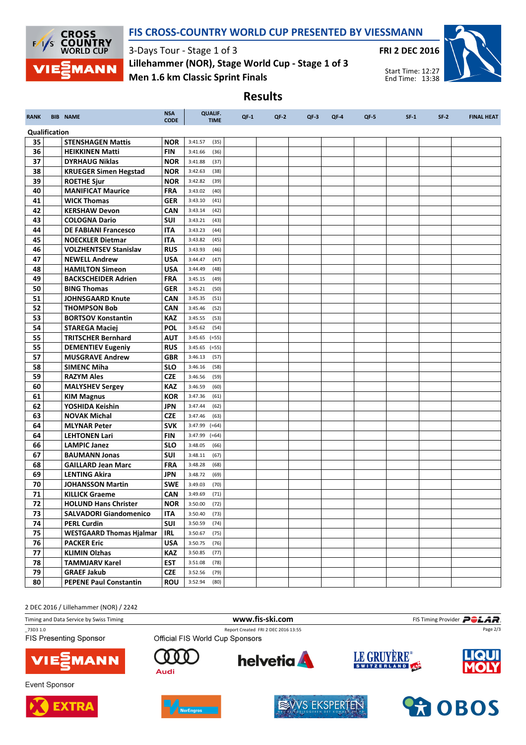# FIS CROSS-COUNTRY WORLD CUP PRESENTED BY VIESSMANN

3-Days Tour - Stage 1 of 3

Lillehammer (NOR), Stage World Cup - Stage 1 of 3

Men 1.6 km Classic Sprint Finals

**FRI 2 DEC 2016**

Start Time: 12:27
End Time: 13:38

## Results

| RANK | BIB | NAME | NSA CODE | QUALIF. TIME | | QF-1 | QF-2 | QF-3 | QF-4 | QF-5 | SF-1 | SF-2 | FINAL HEAT |
|---|---|---|---|---|---|---|---|---|---|---|---|---|---|
| **Qualification** | | | | | | | | | | | | | |
| 35 | | STENSHAGEN Mattis | NOR | 3:41.57 | (35) | | | | | | | | |
| 36 | | HEIKKINEN Matti | FIN | 3:41.66 | (36) | | | | | | | | |
| 37 | | DYRHAUG Niklas | NOR | 3:41.88 | (37) | | | | | | | | |
| 38 | | KRUEGER Simen Hegstad | NOR | 3:42.63 | (38) | | | | | | | | |
| 39 | | ROETHE Sjur | NOR | 3:42.82 | (39) | | | | | | | | |
| 40 | | MANIFICAT Maurice | FRA | 3:43.02 | (40) | | | | | | | | |
| 41 | | WICK Thomas | GER | 3:43.10 | (41) | | | | | | | | |
| 42 | | KERSHAW Devon | CAN | 3:43.14 | (42) | | | | | | | | |
| 43 | | COLOGNA Dario | SUI | 3:43.21 | (43) | | | | | | | | |
| 44 | | DE FABIANI Francesco | ITA | 3:43.23 | (44) | | | | | | | | |
| 45 | | NOECKLER Dietmar | ITA | 3:43.82 | (45) | | | | | | | | |
| 46 | | VOLZHENTSEV Stanislav | RUS | 3:43.93 | (46) | | | | | | | | |
| 47 | | NEWELL Andrew | USA | 3:44.47 | (47) | | | | | | | | |
| 48 | | HAMILTON Simeon | USA | 3:44.49 | (48) | | | | | | | | |
| 49 | | BACKSCHEIDER Adrien | FRA | 3:45.15 | (49) | | | | | | | | |
| 50 | | BING Thomas | GER | 3:45.21 | (50) | | | | | | | | |
| 51 | | JOHNSGAARD Knute | CAN | 3:45.35 | (51) | | | | | | | | |
| 52 | | THOMPSON Bob | CAN | 3:45.46 | (52) | | | | | | | | |
| 53 | | BORTSOV Konstantin | KAZ | 3:45.55 | (53) | | | | | | | | |
| 54 | | STAREGA Maciej | POL | 3:45.62 | (54) | | | | | | | | |
| 55 | | TRITSCHER Bernhard | AUT | 3:45.65 | (=55) | | | | | | | | |
| 55 | | DEMENTIEV Eugeniy | RUS | 3:45.65 | (=55) | | | | | | | | |
| 57 | | MUSGRAVE Andrew | GBR | 3:46.13 | (57) | | | | | | | | |
| 58 | | SIMENC Miha | SLO | 3:46.16 | (58) | | | | | | | | |
| 59 | | RAZYM Ales | CZE | 3:46.56 | (59) | | | | | | | | |
| 60 | | MALYSHEV Sergey | KAZ | 3:46.59 | (60) | | | | | | | | |
| 61 | | KIM Magnus | KOR | 3:47.36 | (61) | | | | | | | | |
| 62 | | YOSHIDA Keishin | JPN | 3:47.44 | (62) | | | | | | | | |
| 63 | | NOVAK Michal | CZE | 3:47.46 | (63) | | | | | | | | |
| 64 | | MLYNAR Peter | SVK | 3:47.99 | (=64) | | | | | | | | |
| 64 | | LEHTONEN Lari | FIN | 3:47.99 | (=64) | | | | | | | | |
| 66 | | LAMPIC Janez | SLO | 3:48.05 | (66) | | | | | | | | |
| 67 | | BAUMANN Jonas | SUI | 3:48.11 | (67) | | | | | | | | |
| 68 | | GAILLARD Jean Marc | FRA | 3:48.28 | (68) | | | | | | | | |
| 69 | | LENTING Akira | JPN | 3:48.72 | (69) | | | | | | | | |
| 70 | | JOHANSSON Martin | SWE | 3:49.03 | (70) | | | | | | | | |
| 71 | | KILLICK Graeme | CAN | 3:49.69 | (71) | | | | | | | | |
| 72 | | HOLUND Hans Christer | NOR | 3:50.00 | (72) | | | | | | | | |
| 73 | | SALVADORI Giandomenico | ITA | 3:50.40 | (73) | | | | | | | | |
| 74 | | PERL Curdin | SUI | 3:50.59 | (74) | | | | | | | | |
| 75 | | WESTGAARD Thomas Hjalmar | IRL | 3:50.67 | (75) | | | | | | | | |
| 76 | | PACKER Eric | USA | 3:50.75 | (76) | | | | | | | | |
| 77 | | KLIMIN Olzhas | KAZ | 3:50.85 | (77) | | | | | | | | |
| 78 | | TAMMJARV Karel | EST | 3:51.08 | (78) | | | | | | | | |
| 79 | | GRAEF Jakub | CZE | 3:52.56 | (79) | | | | | | | | |
| 80 | | PEPENE Paul Constantin | ROU | 3:52.94 | (80) | | | | | | | | |

2 DEC 2016 / Lillehammer (NOR) / 2242

Timing and Data Service by Swiss Timing — www.fis-ski.com — FIS Timing Provider POLAR

_73D3 1.0 — Report Created FRI 2 DEC 2016 13:55

FIS Presenting Sponsor — Official FIS World Cup Sponsors

Event Sponsor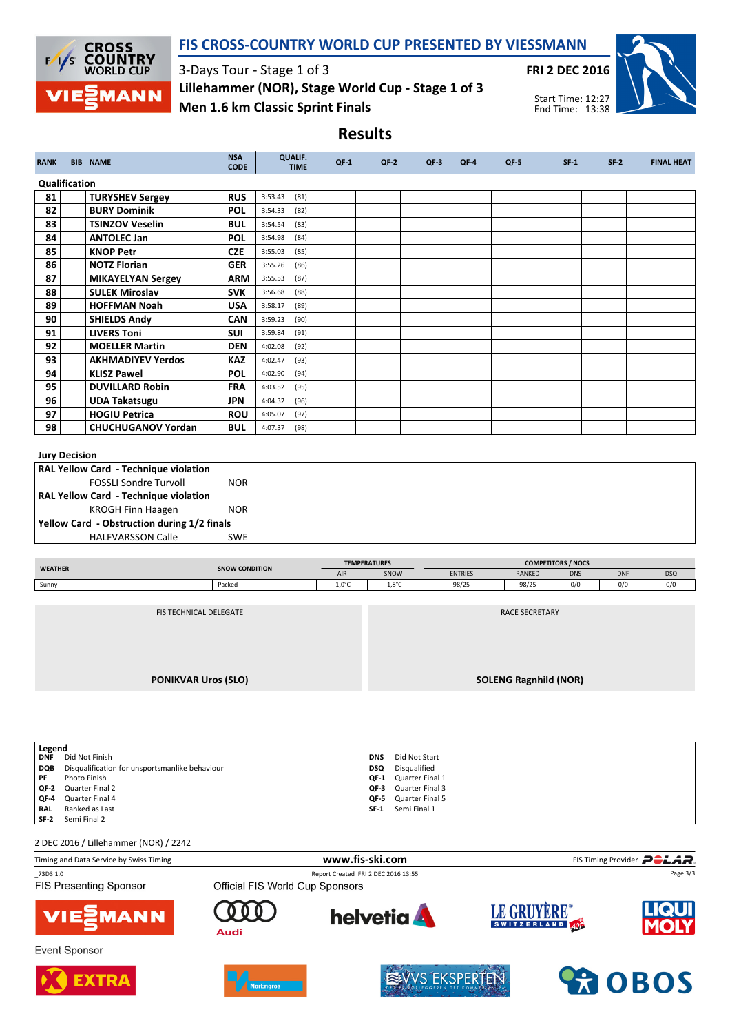# FIS CROSS-COUNTRY WORLD CUP PRESENTED BY VIESSMANN

3-Days Tour - Stage 1 of 3

**FRI 2 DEC 2016**

**Lillehammer (NOR), Stage World Cup - Stage 1 of 3**

**Men 1.6 km Classic Sprint Finals**

Start Time: 12:27
End Time: 13:38

## Results

| RANK | BIB | NAME | NSA CODE | QUALIF. TIME | | QF-1 | QF-2 | QF-3 | QF-4 | QF-5 | SF-1 | SF-2 | FINAL HEAT |
|---|---|---|---|---|---|---|---|---|---|---|---|---|---|
| **Qualification** | | | | | | | | | | | | | |
| 81 | | TURYSHEV Sergey | RUS | 3:53.43 | (81) | | | | | | | | |
| 82 | | BURY Dominik | POL | 3:54.33 | (82) | | | | | | | | |
| 83 | | TSINZOV Veselin | BUL | 3:54.54 | (83) | | | | | | | | |
| 84 | | ANTOLEC Jan | POL | 3:54.98 | (84) | | | | | | | | |
| 85 | | KNOP Petr | CZE | 3:55.03 | (85) | | | | | | | | |
| 86 | | NOTZ Florian | GER | 3:55.26 | (86) | | | | | | | | |
| 87 | | MIKAYELYAN Sergey | ARM | 3:55.53 | (87) | | | | | | | | |
| 88 | | SULEK Miroslav | SVK | 3:56.68 | (88) | | | | | | | | |
| 89 | | HOFFMAN Noah | USA | 3:58.17 | (89) | | | | | | | | |
| 90 | | SHIELDS Andy | CAN | 3:59.23 | (90) | | | | | | | | |
| 91 | | LIVERS Toni | SUI | 3:59.84 | (91) | | | | | | | | |
| 92 | | MOELLER Martin | DEN | 4:02.08 | (92) | | | | | | | | |
| 93 | | AKHMADIYEV Yerdos | KAZ | 4:02.47 | (93) | | | | | | | | |
| 94 | | KLISZ Pawel | POL | 4:02.90 | (94) | | | | | | | | |
| 95 | | DUVILLARD Robin | FRA | 4:03.52 | (95) | | | | | | | | |
| 96 | | UDA Takatsugu | JPN | 4:04.32 | (96) | | | | | | | | |
| 97 | | HOGIU Petrica | ROU | 4:05.07 | (97) | | | | | | | | |
| 98 | | CHUCHUGANOV Yordan | BUL | 4:07.37 | (98) | | | | | | | | |

### Jury Decision

| | |
|---|---|
| **RAL Yellow Card - Technique violation** | |
| FOSSLI Sondre Turvoll | NOR |
| **RAL Yellow Card - Technique violation** | |
| KROGH Finn Haagen | NOR |
| **Yellow Card - Obstruction during 1/2 finals** | |
| HALFVARSSON Calle | SWE |

| WEATHER | SNOW CONDITION | TEMPERATURES | | COMPETITORS / NOCS | | | | |
|---|---|---|---|---|---|---|---|---|
| | | AIR | SNOW | ENTRIES | RANKED | DNS | DNF | DSQ |
| Sunny | Packed | -1,0°C | -1,8°C | 98/25 | 98/25 | 0/0 | 0/0 | 0/0 |

| FIS TECHNICAL DELEGATE | RACE SECRETARY |
|---|---|
| **PONIKVAR Uros (SLO)** | **SOLENG Ragnhild (NOR)** |

**Legend**

| | | | |
|---|---|---|---|
| **DNF** | Did Not Finish | **DNS** | Did Not Start |
| **DQB** | Disqualification for unsportsmanlike behaviour | **DSQ** | Disqualified |
| **PF** | Photo Finish | **QF-1** | Quarter Final 1 |
| **QF-2** | Quarter Final 2 | **QF-3** | Quarter Final 3 |
| **QF-4** | Quarter Final 4 | **QF-5** | Quarter Final 5 |
| **RAL** | Ranked as Last | **SF-1** | Semi Final 1 |
| **SF-2** | Semi Final 2 | | |

2 DEC 2016 / Lillehammer (NOR) / 2242

Timing and Data Service by Swiss Timing — www.fis-ski.com — FIS Timing Provider POLAR

_73D3 1.0 — Report Created FRI 2 DEC 2016 13:55

FIS Presenting Sponsor: VIESSMANN

Official FIS World Cup Sponsors: Audi, helvetia, LE GRUYÈRE SWITZERLAND AOP, LIQUI MOLY

Event Sponsor: EXTRA, NorEngros, VVS EKSPERTEN, OBOS